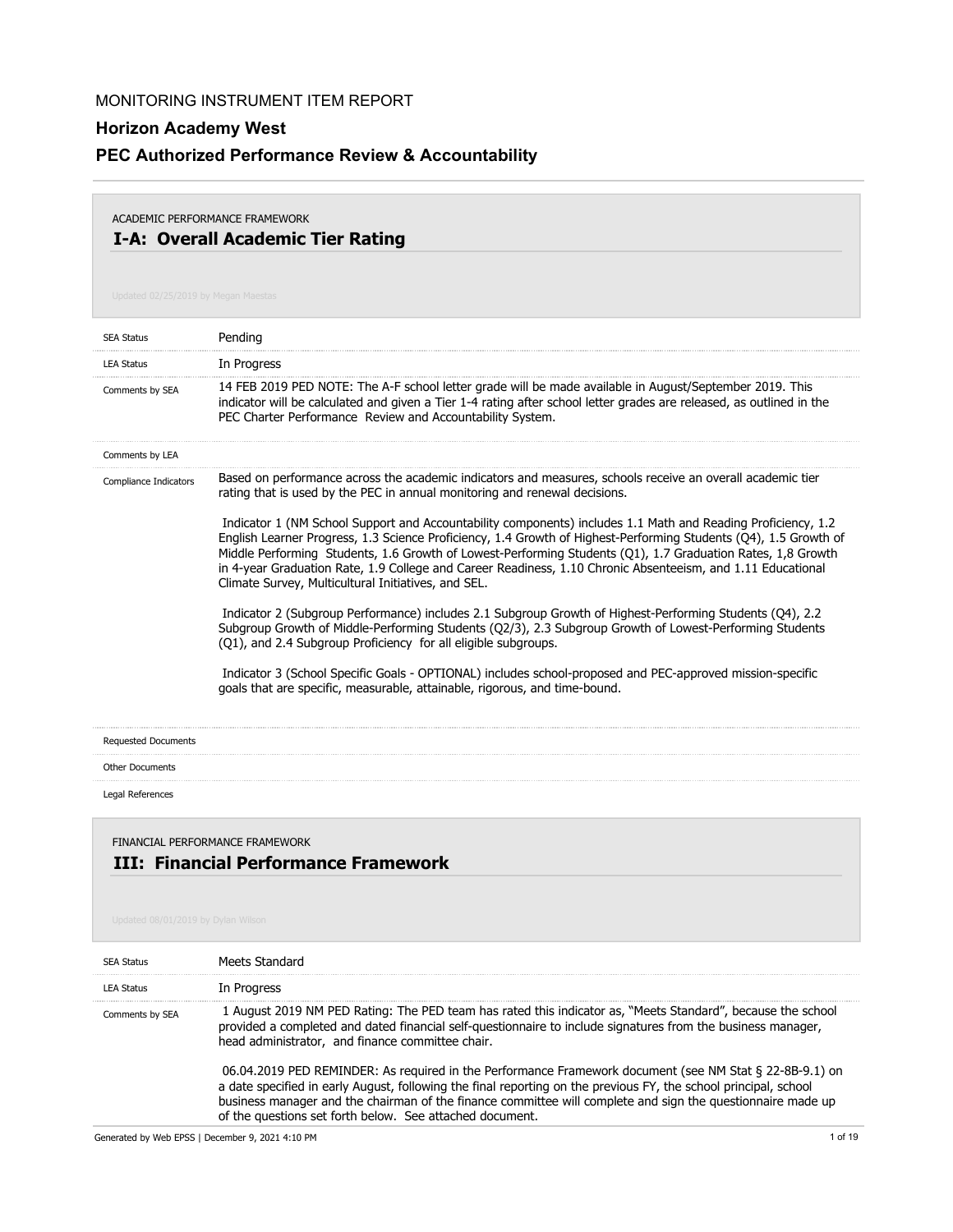MONITORING INSTRUMENT ITEM REPORT

**Horizon Academy West**

**PEC Authorized Performance Review & Accountability**

ACADEMIC PERFORMANCE FRAMEWORK

## I-A: Overall Academic Tier Rating

Updated 02/25/2019 by Megan Maestas

| | |
|---|---|
| SEA Status | Pending |
| LEA Status | In Progress |
| Comments by SEA | 14 FEB 2019 PED NOTE: The A-F school letter grade will be made available in August/September 2019. This indicator will be calculated and given a Tier 1-4 rating after school letter grades are released, as outlined in the PEC Charter Performance Review and Accountability System. |
| Comments by LEA | |
| Compliance Indicators | Based on performance across the academic indicators and measures, schools receive an overall academic tier rating that is used by the PEC in annual monitoring and renewal decisions.<br><br>Indicator 1 (NM School Support and Accountability components) includes 1.1 Math and Reading Proficiency, 1.2 English Learner Progress, 1.3 Science Proficiency, 1.4 Growth of Highest-Performing Students (Q4), 1.5 Growth of Middle Performing Students, 1.6 Growth of Lowest-Performing Students (Q1), 1.7 Graduation Rates, 1,8 Growth in 4-year Graduation Rate, 1.9 College and Career Readiness, 1.10 Chronic Absenteeism, and 1.11 Educational Climate Survey, Multicultural Initiatives, and SEL.<br><br>Indicator 2 (Subgroup Performance) includes 2.1 Subgroup Growth of Highest-Performing Students (Q4), 2.2 Subgroup Growth of Middle-Performing Students (Q2/3), 2.3 Subgroup Growth of Lowest-Performing Students (Q1), and 2.4 Subgroup Proficiency for all eligible subgroups.<br><br>Indicator 3 (School Specific Goals - OPTIONAL) includes school-proposed and PEC-approved mission-specific goals that are specific, measurable, attainable, rigorous, and time-bound. |
| Requested Documents | |
| Other Documents | |
| Legal References | |

FINANCIAL PERFORMANCE FRAMEWORK

## III: Financial Performance Framework

Updated 08/01/2019 by Dylan Wilson

| | |
|---|---|
| SEA Status | Meets Standard |
| LEA Status | In Progress |
| Comments by SEA | 1 August 2019 NM PED Rating: The PED team has rated this indicator as, "Meets Standard", because the school provided a completed and dated financial self-questionnaire to include signatures from the business manager, head administrator, and finance committee chair.<br><br>06.04.2019 PED REMINDER: As required in the Performance Framework document (see NM Stat § 22-8B-9.1) on a date specified in early August, following the final reporting on the previous FY, the school principal, school business manager and the chairman of the finance committee will complete and sign the questionnaire made up of the questions set forth below. See attached document. |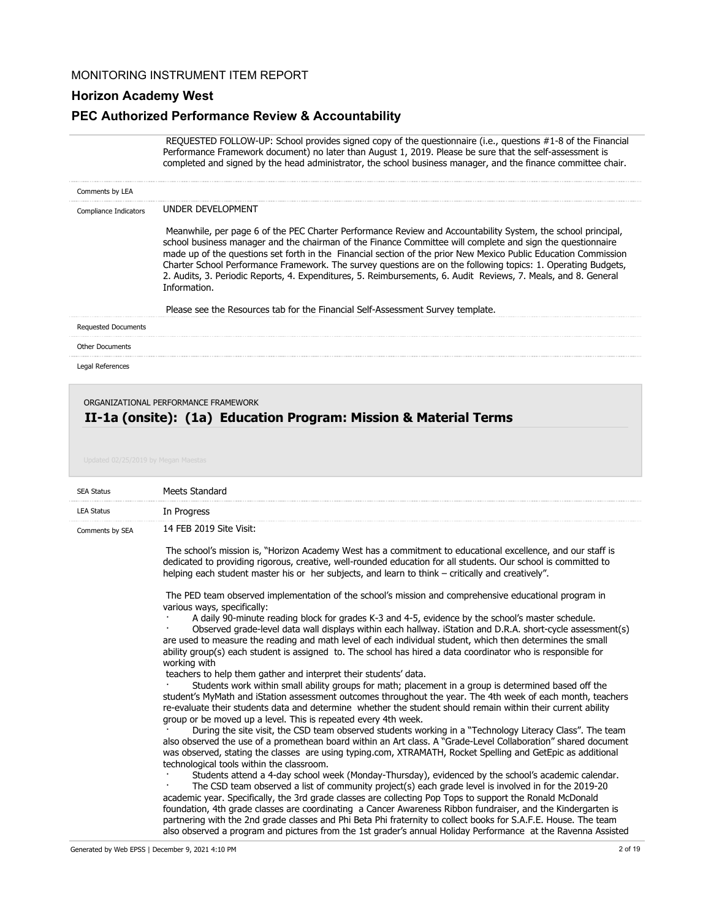REQUESTED FOLLOW-UP: School provides signed copy of the questionnaire (i.e., questions #1-8 of the Financial Performance Framework document) no later than August 1, 2019. Please be sure that the self-assessment is completed and signed by the head administrator, the school business manager, and the finance committee chair.

| | |
|---|---|
| Comments by LEA | |
| Compliance Indicators | UNDER DEVELOPMENT<br><br>Meanwhile, per page 6 of the PEC Charter Performance Review and Accountability System, the school principal, school business manager and the chairman of the Finance Committee will complete and sign the questionnaire made up of the questions set forth in the Financial section of the prior New Mexico Public Education Commission Charter School Performance Framework. The survey questions are on the following topics: 1. Operating Budgets, 2. Audits, 3. Periodic Reports, 4. Expenditures, 5. Reimbursements, 6. Audit Reviews, 7. Meals, and 8. General Information.<br><br>Please see the Resources tab for the Financial Self-Assessment Survey template. |
| Requested Documents | |
| Other Documents | |
| Legal References | |

ORGANIZATIONAL PERFORMANCE FRAMEWORK

## II-1a (onsite): (1a) Education Program: Mission & Material Terms

Updated 02/25/2019 by Megan Maestas

| | |
|---|---|
| SEA Status | Meets Standard |
| LEA Status | In Progress |
| Comments by SEA | 14 FEB 2019 Site Visit: |

The school's mission is, "Horizon Academy West has a commitment to educational excellence, and our staff is dedicated to providing rigorous, creative, well-rounded education for all students. Our school is committed to helping each student master his or her subjects, and learn to think – critically and creatively".

The PED team observed implementation of the school's mission and comprehensive educational program in various ways, specifically:

- A daily 90-minute reading block for grades K-3 and 4-5, evidence by the school's master schedule.
- Observed grade-level data wall displays within each hallway. iStation and D.R.A. short-cycle assessment(s) are used to measure the reading and math level of each individual student, which then determines the small ability group(s) each student is assigned to. The school has hired a data coordinator who is responsible for working with teachers to help them gather and interpret their students' data.
- Students work within small ability groups for math; placement in a group is determined based off the student's MyMath and iStation assessment outcomes throughout the year. The 4th week of each month, teachers re-evaluate their students data and determine whether the student should remain within their current ability group or be moved up a level. This is repeated every 4th week.
- During the site visit, the CSD team observed students working in a "Technology Literacy Class". The team also observed the use of a promethean board within an Art class. A "Grade-Level Collaboration" shared document was observed, stating the classes are using typing.com, XTRAMATH, Rocket Spelling and GetEpic as additional technological tools within the classroom.
- Students attend a 4-day school week (Monday-Thursday), evidenced by the school's academic calendar.
- The CSD team observed a list of community project(s) each grade level is involved in for the 2019-20 academic year. Specifically, the 3rd grade classes are collecting Pop Tops to support the Ronald McDonald foundation, 4th grade classes are coordinating a Cancer Awareness Ribbon fundraiser, and the Kindergarten is partnering with the 2nd grade classes and Phi Beta Phi fraternity to collect books for S.A.F.E. House. The team also observed a program and pictures from the 1st grader's annual Holiday Performance at the Ravenna Assisted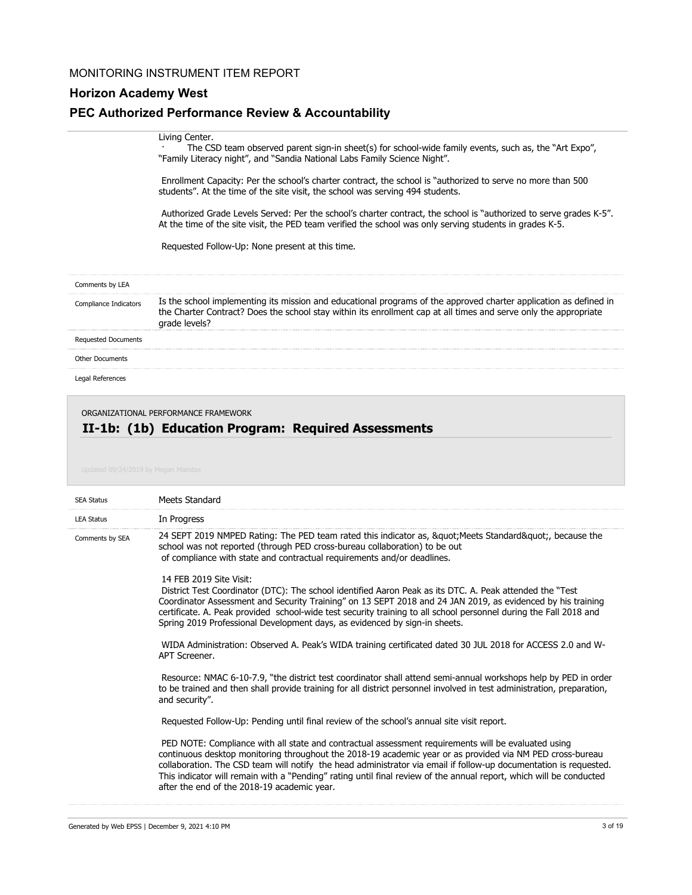Living Center.

· The CSD team observed parent sign-in sheet(s) for school-wide family events, such as, the "Art Expo", "Family Literacy night", and "Sandia National Labs Family Science Night".

Enrollment Capacity: Per the school's charter contract, the school is "authorized to serve no more than 500 students". At the time of the site visit, the school was serving 494 students.

Authorized Grade Levels Served: Per the school's charter contract, the school is "authorized to serve grades K-5". At the time of the site visit, the PED team verified the school was only serving students in grades K-5.

Requested Follow-Up: None present at this time.

| | |
|---|---|
| Comments by LEA | |
| Compliance Indicators | Is the school implementing its mission and educational programs of the approved charter application as defined in the Charter Contract? Does the school stay within its enrollment cap at all times and serve only the appropriate grade levels? |
| Requested Documents | |
| Other Documents | |
| Legal References | |

ORGANIZATIONAL PERFORMANCE FRAMEWORK

## II-1b: (1b) Education Program: Required Assessments

Updated 09/24/2019 by Megan Maestas

**SEA Status:** Meets Standard

**LEA Status:** In Progress

**Comments by SEA:**

24 SEPT 2019 NMPED Rating: The PED team rated this indicator as, &quot;Meets Standard&quot;, because the school was not reported (through PED cross-bureau collaboration) to be out of compliance with state and contractual requirements and/or deadlines.

14 FEB 2019 Site Visit:
District Test Coordinator (DTC): The school identified Aaron Peak as its DTC. A. Peak attended the "Test Coordinator Assessment and Security Training" on 13 SEPT 2018 and 24 JAN 2019, as evidenced by his training certificate. A. Peak provided school-wide test security training to all school personnel during the Fall 2018 and Spring 2019 Professional Development days, as evidenced by sign-in sheets.

WIDA Administration: Observed A. Peak's WIDA training certificated dated 30 JUL 2018 for ACCESS 2.0 and W-APT Screener.

Resource: NMAC 6-10-7.9, "the district test coordinator shall attend semi-annual workshops help by PED in order to be trained and then shall provide training for all district personnel involved in test administration, preparation, and security".

Requested Follow-Up: Pending until final review of the school's annual site visit report.

PED NOTE: Compliance with all state and contractual assessment requirements will be evaluated using continuous desktop monitoring throughout the 2018-19 academic year or as provided via NM PED cross-bureau collaboration. The CSD team will notify the head administrator via email if follow-up documentation is requested. This indicator will remain with a "Pending" rating until final review of the annual report, which will be conducted after the end of the 2018-19 academic year.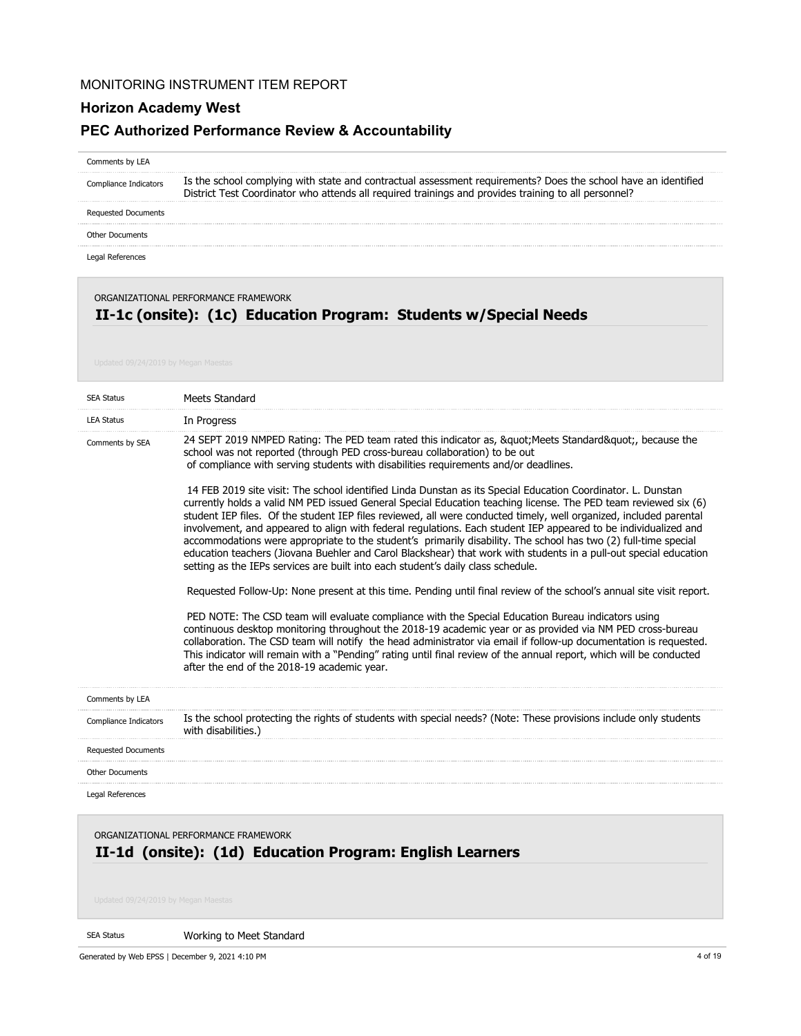MONITORING INSTRUMENT ITEM REPORT

**Horizon Academy West**

**PEC Authorized Performance Review & Accountability**

| | |
|---|---|
| Comments by LEA | |
| Compliance Indicators | Is the school complying with state and contractual assessment requirements? Does the school have an identified District Test Coordinator who attends all required trainings and provides training to all personnel? |
| Requested Documents | |
| Other Documents | |
| Legal References | |

ORGANIZATIONAL PERFORMANCE FRAMEWORK

## II-1c (onsite): (1c) Education Program: Students w/Special Needs

Updated 09/24/2019 by Megan Maestas

**SEA Status:** Meets Standard

**LEA Status:** In Progress

**Comments by SEA:**

24 SEPT 2019 NMPED Rating: The PED team rated this indicator as, &quot;Meets Standard&quot;, because the school was not reported (through PED cross-bureau collaboration) to be out of compliance with serving students with disabilities requirements and/or deadlines.

14 FEB 2019 site visit: The school identified Linda Dunstan as its Special Education Coordinator. L. Dunstan currently holds a valid NM PED issued General Special Education teaching license. The PED team reviewed six (6) student IEP files. Of the student IEP files reviewed, all were conducted timely, well organized, included parental involvement, and appeared to align with federal regulations. Each student IEP appeared to be individualized and accommodations were appropriate to the student's primarily disability. The school has two (2) full-time special education teachers (Jiovana Buehler and Carol Blackshear) that work with students in a pull-out special education setting as the IEPs services are built into each student's daily class schedule.

Requested Follow-Up: None present at this time. Pending until final review of the school's annual site visit report.

PED NOTE: The CSD team will evaluate compliance with the Special Education Bureau indicators using continuous desktop monitoring throughout the 2018-19 academic year or as provided via NM PED cross-bureau collaboration. The CSD team will notify the head administrator via email if follow-up documentation is requested. This indicator will remain with a "Pending" rating until final review of the annual report, which will be conducted after the end of the 2018-19 academic year.

| | |
|---|---|
| Comments by LEA | |
| Compliance Indicators | Is the school protecting the rights of students with special needs? (Note: These provisions include only students with disabilities.) |
| Requested Documents | |
| Other Documents | |
| Legal References | |

ORGANIZATIONAL PERFORMANCE FRAMEWORK

## II-1d (onsite): (1d) Education Program: English Learners

Updated 09/24/2019 by Megan Maestas

**SEA Status:** Working to Meet Standard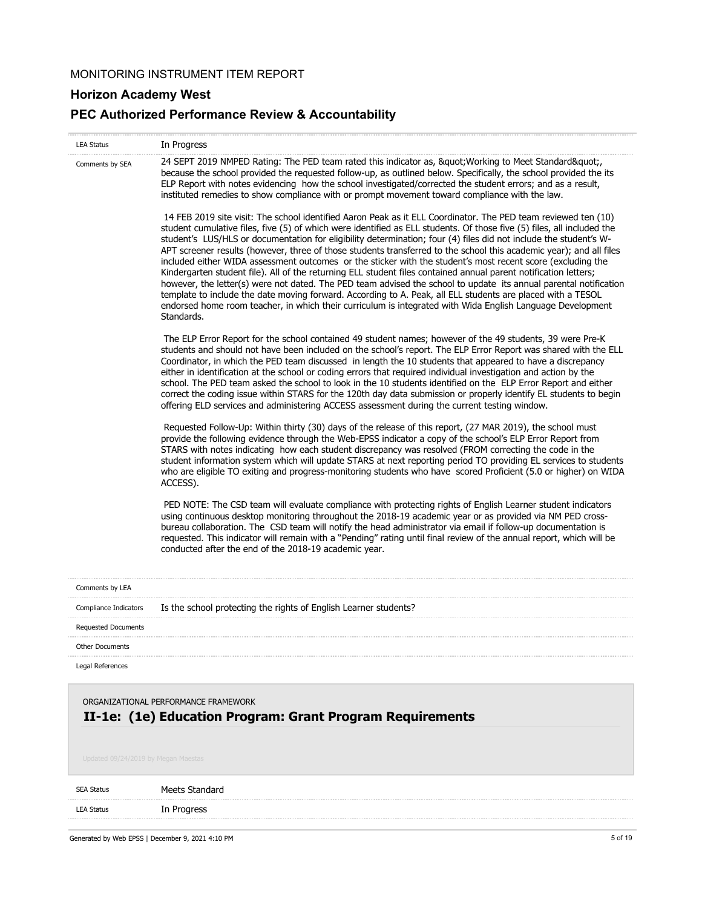MONITORING INSTRUMENT ITEM REPORT

**Horizon Academy West**

**PEC Authorized Performance Review & Accountability**

| | |
|---|---|
| LEA Status | In Progress |
| Comments by SEA | 24 SEPT 2019 NMPED Rating: The PED team rated this indicator as, &quot;Working to Meet Standard&quot;, because the school provided the requested follow-up, as outlined below. Specifically, the school provided the its ELP Report with notes evidencing how the school investigated/corrected the student errors; and as a result, instituted remedies to show compliance with or prompt movement toward compliance with the law.<br><br>14 FEB 2019 site visit: The school identified Aaron Peak as it ELL Coordinator. The PED team reviewed ten (10) student cumulative files, five (5) of which were identified as ELL students. Of those five (5) files, all included the student's LUS/HLS or documentation for eligibility determination; four (4) files did not include the student's W-APT screener results (however, three of those students transferred to the school this academic year); and all files included either WIDA assessment outcomes or the sticker with the student's most recent score (excluding the Kindergarten student file). All of the returning ELL student files contained annual parent notification letters; however, the letter(s) were not dated. The PED team advised the school to update its annual parental notification template to include the date moving forward. According to A. Peak, all ELL students are placed with a TESOL endorsed home room teacher, in which their curriculum is integrated with Wida English Language Development Standards.<br><br>The ELP Error Report for the school contained 49 student names; however of the 49 students, 39 were Pre-K students and should not have been included on the school's report. The ELP Error Report was shared with the ELL Coordinator, in which the PED team discussed in length the 10 students that appeared to have a discrepancy either in identification at the school or coding errors that required individual investigation and action by the school. The PED team asked the school to look in the 10 students identified on the ELP Error Report and either correct the coding issue within STARS for the 120th day data submission or properly identify EL students to begin offering ELD services and administering ACCESS assessment during the current testing window.<br><br>Requested Follow-Up: Within thirty (30) days of the release of this report, (27 MAR 2019), the school must provide the following evidence through the Web-EPSS indicator a copy of the school's ELP Error Report from STARS with notes indicating how each student discrepancy was resolved (FROM correcting the code in the student information system which will update STARS at next reporting period TO providing EL services to students who are eligible TO exiting and progress-monitoring students who have scored Proficient (5.0 or higher) on WIDA ACCESS).<br><br>PED NOTE: The CSD team will evaluate compliance with protecting rights of English Learner student indicators using continuous desktop monitoring throughout the 2018-19 academic year or as provided via NM PED cross-bureau collaboration. The CSD team will notify the head administrator via email if follow-up documentation is requested. This indicator will remain with a "Pending" rating until final review of the annual report, which will be conducted after the end of the 2018-19 academic year. |
| Comments by LEA | |
| Compliance Indicators | Is the school protecting the rights of English Learner students? |
| Requested Documents | |
| Other Documents | |
| Legal References | |

ORGANIZATIONAL PERFORMANCE FRAMEWORK

## II-1e: (1e) Education Program: Grant Program Requirements

Updated 09/24/2019 by Megan Maestas

| | |
|---|---|
| SEA Status | Meets Standard |
| LEA Status | In Progress |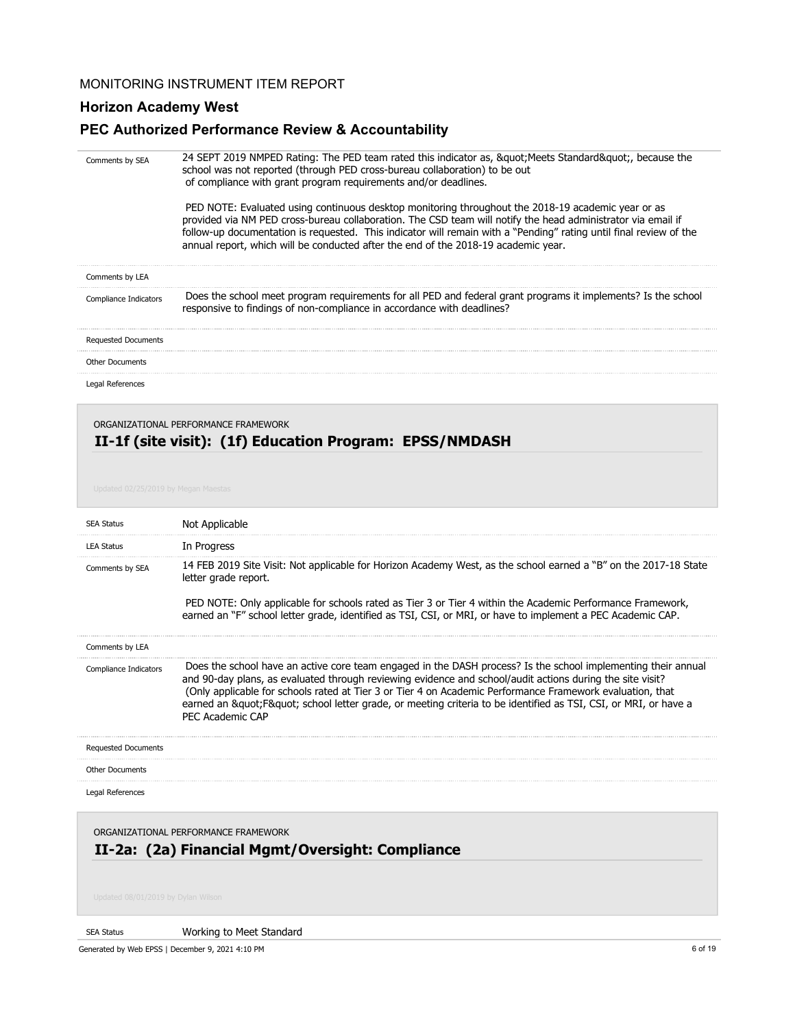MONITORING INSTRUMENT ITEM REPORT

**Horizon Academy West**

**PEC Authorized Performance Review & Accountability**

| | |
|---|---|
| Comments by SEA | 24 SEPT 2019 NMPED Rating: The PED team rated this indicator as, &quot;Meets Standard&quot;, because the school was not reported (through PED cross-bureau collaboration) to be out of compliance with grant program requirements and/or deadlines.<br><br>PED NOTE: Evaluated using continuous desktop monitoring throughout the 2018-19 academic year or as provided via NM PED cross-bureau collaboration. The CSD team will notify the head administrator via email if follow-up documentation is requested. This indicator will remain with a "Pending" rating until final review of the annual report, which will be conducted after the end of the 2018-19 academic year. |
| Comments by LEA | |
| Compliance Indicators | Does the school meet program requirements for all PED and federal grant programs it implements? Is the school responsive to findings of non-compliance in accordance with deadlines? |
| Requested Documents | |
| Other Documents | |
| Legal References | |

ORGANIZATIONAL PERFORMANCE FRAMEWORK

## II-1f (site visit): (1f) Education Program: EPSS/NMDASH

Updated 02/25/2019 by Megan Maestas

| | |
|---|---|
| SEA Status | Not Applicable |
| LEA Status | In Progress |
| Comments by SEA | 14 FEB 2019 Site Visit: Not applicable for Horizon Academy West, as the school earned a "B" on the 2017-18 State letter grade report.<br><br>PED NOTE: Only applicable for schools rated as Tier 3 or Tier 4 within the Academic Performance Framework, earned an "F" school letter grade, identified as TSI, CSI, or MRI, or have to implement a PEC Academic CAP. |
| Comments by LEA | |
| Compliance Indicators | Does the school have an active core team engaged in the DASH process? Is the school implementing their annual and 90-day plans, as evaluated through reviewing evidence and school/audit actions during the site visit? (Only applicable for schools rated at Tier 3 or Tier 4 on Academic Performance Framework evaluation, that earned an &quot;F&quot; school letter grade, or meeting criteria to be identified as TSI, CSI, or MRI, or have a PEC Academic CAP |
| Requested Documents | |
| Other Documents | |
| Legal References | |

ORGANIZATIONAL PERFORMANCE FRAMEWORK

## II-2a: (2a) Financial Mgmt/Oversight: Compliance

Updated 08/01/2019 by Dylan Wilson

| | |
|---|---|
| SEA Status | Working to Meet Standard |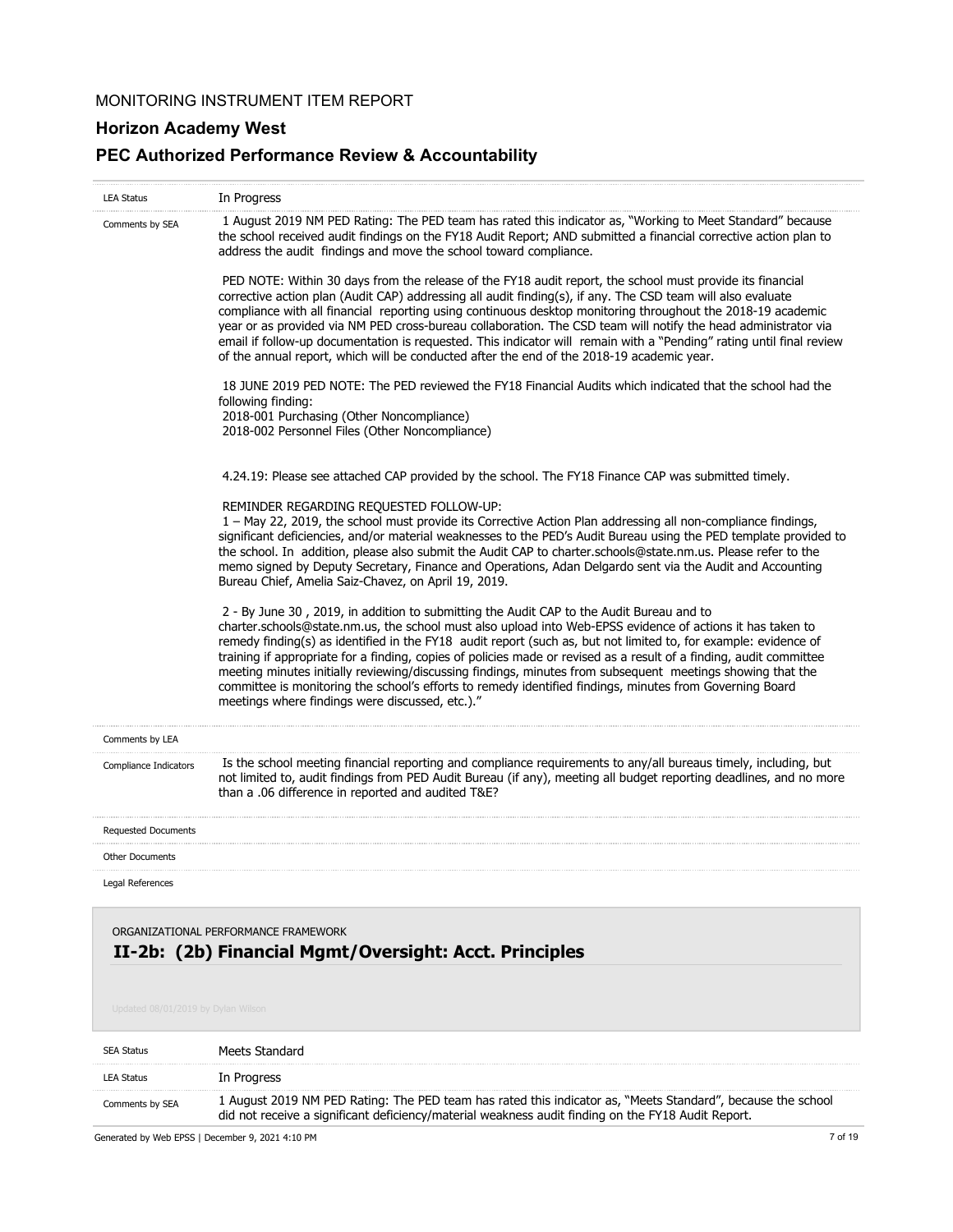MONITORING INSTRUMENT ITEM REPORT

**Horizon Academy West**

**PEC Authorized Performance Review & Accountability**

| | |
|---|---|
| LEA Status | In Progress |
| Comments by SEA | 1 August 2019 NM PED Rating: The PED team has rated this indicator as, "Working to Meet Standard" because the school received audit findings on the FY18 Audit Report; AND submitted a financial corrective action plan to address the audit findings and move the school toward compliance.<br><br>PED NOTE: Within 30 days from the release of the FY18 audit report, the school must provide its financial corrective action plan (Audit CAP) addressing all audit finding(s), if any. The CSD team will also evaluate compliance with all financial reporting using continuous desktop monitoring throughout the 2018-19 academic year or as provided via NM PED cross-bureau collaboration. The CSD team will notify the head administrator via email if follow-up documentation is requested. This indicator will remain with a "Pending" rating until final review of the annual report, which will be conducted after the end of the 2018-19 academic year.<br><br>18 JUNE 2019 PED NOTE: The PED reviewed the FY18 Financial Audits which indicated that the school had the following finding:<br>2018-001 Purchasing (Other Noncompliance)<br>2018-002 Personnel Files (Other Noncompliance)<br><br>4.24.19: Please see attached CAP provided by the school. The FY18 Finance CAP was submitted timely.<br><br>REMINDER REGARDING REQUESTED FOLLOW-UP:<br>1 – May 22, 2019, the school must provide its Corrective Action Plan addressing all non-compliance findings, significant deficiencies, and/or material weaknesses to the PED's Audit Bureau using the PED template provided to the school. In addition, please also submit the Audit CAP to charter.schools@state.nm.us. Please refer to the memo signed by Deputy Secretary, Finance and Operations, Adan Delgardo sent via the Audit and Accounting Bureau Chief, Amelia Saiz-Chavez, on April 19, 2019.<br><br>2 - By June 30 , 2019, in addition to submitting the Audit CAP to the Audit Bureau and to charter.schools@state.nm.us, the school must also upload into Web-EPSS evidence of actions it has taken to remedy finding(s) as identified in the FY18 audit report (such as, but not limited to, for example: evidence of training if appropriate for a finding, copies of policies made or revised as a result of a finding, audit committee meeting minutes initially reviewing/discussing findings, minutes from subsequent meetings showing that the committee is monitoring the school's efforts to remedy identified findings, minutes from Governing Board meetings where findings were discussed, etc.)." |
| Comments by LEA | |
| Compliance Indicators | Is the school meeting financial reporting and compliance requirements to any/all bureaus timely, including, but not limited to, audit findings from PED Audit Bureau (if any), meeting all budget reporting deadlines, and no more than a .06 difference in reported and audited T&E? |
| Requested Documents | |
| Other Documents | |
| Legal References | |

ORGANIZATIONAL PERFORMANCE FRAMEWORK

## II-2b: (2b) Financial Mgmt/Oversight: Acct. Principles

Updated 08/01/2019 by Dylan Wilson

| | |
|---|---|
| SEA Status | Meets Standard |
| LEA Status | In Progress |
| Comments by SEA | 1 August 2019 NM PED Rating: The PED team has rated this indicator as, "Meets Standard", because the school did not receive a significant deficiency/material weakness audit finding on the FY18 Audit Report. |

Generated by Web EPSS | December 9, 2021 4:10 PM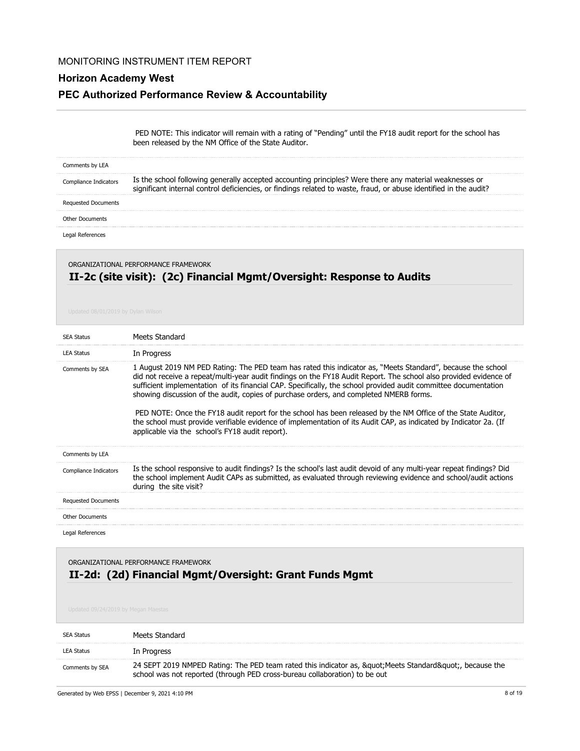PED NOTE: This indicator will remain with a rating of "Pending" until the FY18 audit report for the school has been released by the NM Office of the State Auditor.

| | |
|---|---|
| Comments by LEA | |
| Compliance Indicators | Is the school following generally accepted accounting principles? Were there any material weaknesses or significant internal control deficiencies, or findings related to waste, fraud, or abuse identified in the audit? |
| Requested Documents | |
| Other Documents | |
| Legal References | |

ORGANIZATIONAL PERFORMANCE FRAMEWORK

## II-2c (site visit): (2c) Financial Mgmt/Oversight: Response to Audits

Updated 08/01/2019 by Dylan Wilson

| | |
|---|---|
| SEA Status | Meets Standard |
| LEA Status | In Progress |
| Comments by SEA | 1 August 2019 NM PED Rating: The PED team has rated this indicator as, "Meets Standard", because the school did not receive a repeat/multi-year audit findings on the FY18 Audit Report. The school also provided evidence of sufficient implementation of its financial CAP. Specifically, the school provided audit committee documentation showing discussion of the audit, copies of purchase orders, and completed NMERB forms.<br><br>PED NOTE: Once the FY18 audit report for the school has been released by the NM Office of the State Auditor, the school must provide verifiable evidence of implementation of its Audit CAP, as indicated by Indicator 2a. (If applicable via the school's FY18 audit report). |
| Comments by LEA | |
| Compliance Indicators | Is the school responsive to audit findings? Is the school's last audit devoid of any multi-year repeat findings? Did the school implement Audit CAPs as submitted, as evaluated through reviewing evidence and school/audit actions during the site visit? |
| Requested Documents | |
| Other Documents | |
| Legal References | |

ORGANIZATIONAL PERFORMANCE FRAMEWORK

## II-2d: (2d) Financial Mgmt/Oversight: Grant Funds Mgmt

Updated 09/24/2019 by Megan Maestas

| | |
|---|---|
| SEA Status | Meets Standard |
| LEA Status | In Progress |
| Comments by SEA | 24 SEPT 2019 NMPED Rating: The PED team rated this indicator as, &quot;Meets Standard&quot;, because the school was not reported (through PED cross-bureau collaboration) to be out |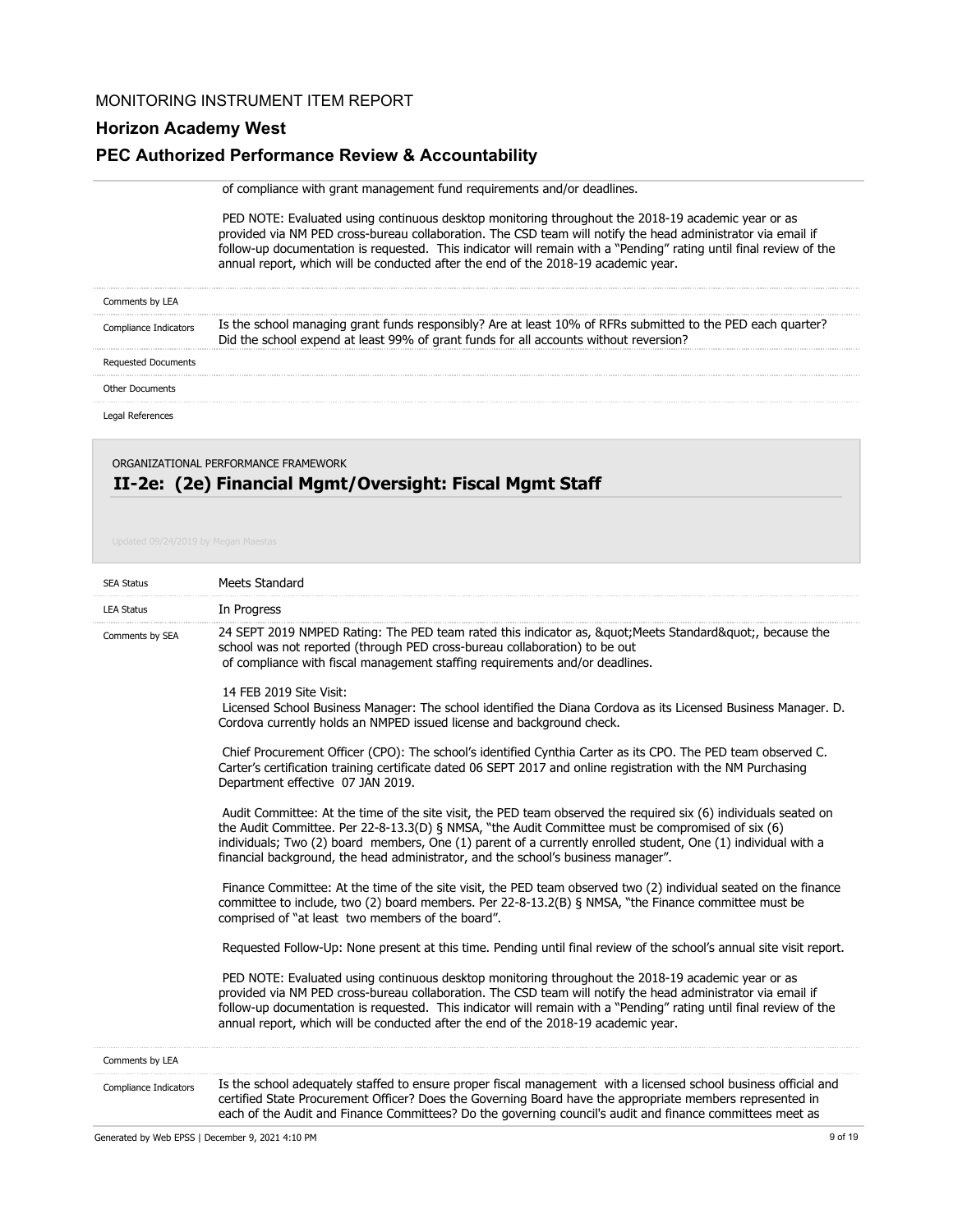of compliance with grant management fund requirements and/or deadlines.

PED NOTE: Evaluated using continuous desktop monitoring throughout the 2018-19 academic year or as provided via NM PED cross-bureau collaboration. The CSD team will notify the head administrator via email if follow-up documentation is requested. This indicator will remain with a "Pending" rating until final review of the annual report, which will be conducted after the end of the 2018-19 academic year.

| | |
|---|---|
| Comments by LEA | |
| Compliance Indicators | Is the school managing grant funds responsibly? Are at least 10% of RFRs submitted to the PED each quarter? Did the school expend at least 99% of grant funds for all accounts without reversion? |
| Requested Documents | |
| Other Documents | |
| Legal References | |

ORGANIZATIONAL PERFORMANCE FRAMEWORK

## II-2e: (2e) Financial Mgmt/Oversight: Fiscal Mgmt Staff

Updated 09/24/2019 by Megan Maestas

| | |
|---|---|
| SEA Status | Meets Standard |
| LEA Status | In Progress |

**Comments by SEA**

24 SEPT 2019 NMPED Rating: The PED team rated this indicator as, &quot;Meets Standard&quot;, because the school was not reported (through PED cross-bureau collaboration) to be out of compliance with fiscal management staffing requirements and/or deadlines.

14 FEB 2019 Site Visit:
Licensed School Business Manager: The school identified the Diana Cordova as its Licensed Business Manager. D. Cordova currently holds an NMPED issued license and background check.

Chief Procurement Officer (CPO): The school's identified Cynthia Carter as its CPO. The PED team observed C. Carter's certification training certificate dated 06 SEPT 2017 and online registration with the NM Purchasing Department effective 07 JAN 2019.

Audit Committee: At the time of the site visit, the PED team observed the required six (6) individuals seated on the Audit Committee. Per 22-8-13.3(D) § NMSA, "the Audit Committee must be compromised of six (6) individuals; Two (2) board members, One (1) parent of a currently enrolled student, One (1) individual with a financial background, the head administrator, and the school's business manager".

Finance Committee: At the time of the site visit, the PED team observed two (2) individual seated on the finance committee to include, two (2) board members. Per 22-8-13.2(B) § NMSA, "the Finance committee must be comprised of "at least two members of the board".

Requested Follow-Up: None present at this time. Pending until final review of the school's annual site visit report.

PED NOTE: Evaluated using continuous desktop monitoring throughout the 2018-19 academic year or as provided via NM PED cross-bureau collaboration. The CSD team will notify the head administrator via email if follow-up documentation is requested. This indicator will remain with a "Pending" rating until final review of the annual report, which will be conducted after the end of the 2018-19 academic year.

| | |
|---|---|
| Comments by LEA | |
| Compliance Indicators | Is the school adequately staffed to ensure proper fiscal management with a licensed school business official and certified State Procurement Officer? Does the Governing Board have the appropriate members represented in each of the Audit and Finance Committees? Do the governing council's audit and finance committees meet as |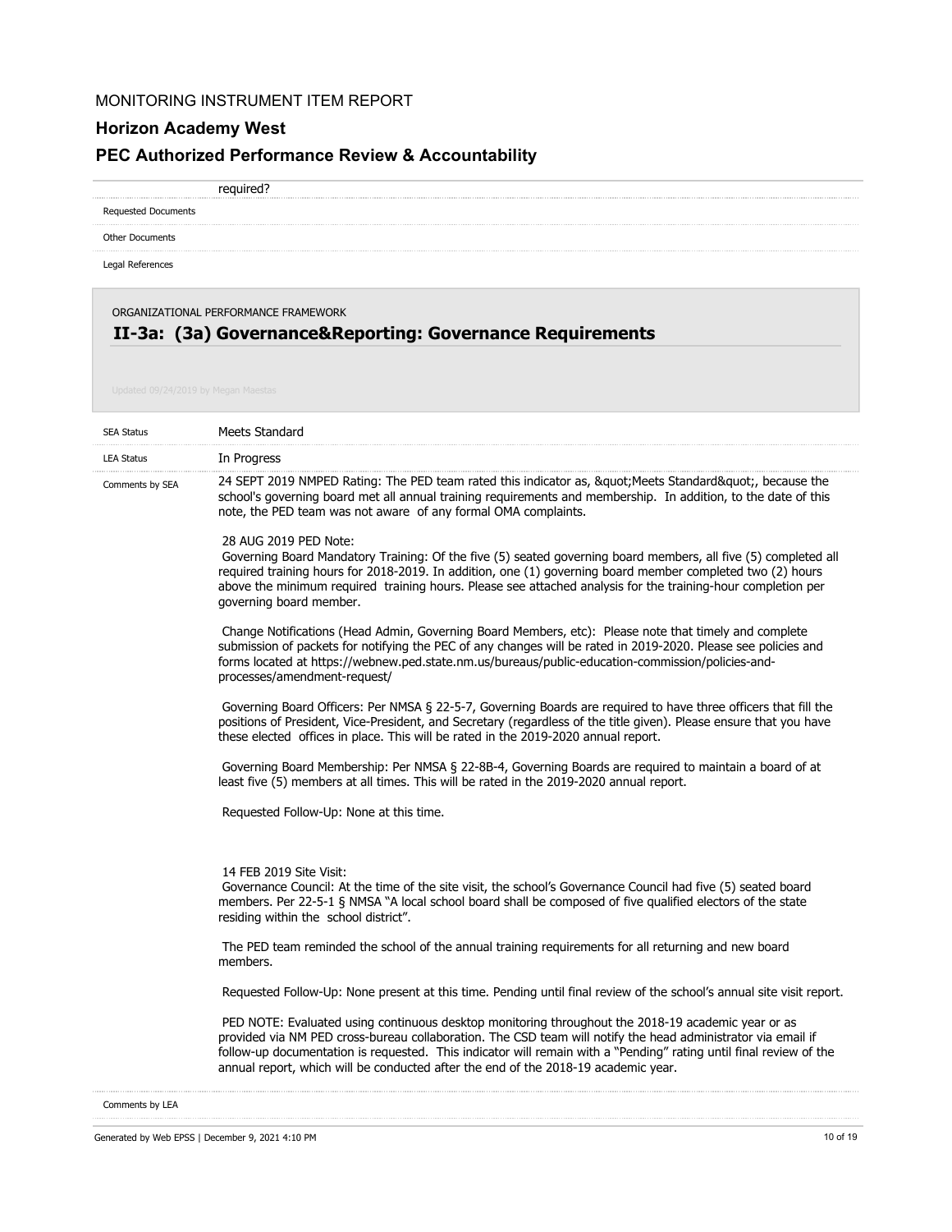| | |
|---|---|
| | required? |
| Requested Documents | |
| Other Documents | |
| Legal References | |

ORGANIZATIONAL PERFORMANCE FRAMEWORK

## II-3a: (3a) Governance&Reporting: Governance Requirements

Updated 09/24/2019 by Megan Maestas

| | |
|---|---|
| SEA Status | Meets Standard |
| LEA Status | In Progress |

**Comments by SEA**

24 SEPT 2019 NMPED Rating: The PED team rated this indicator as, &quot;Meets Standard&quot;, because the school's governing board met all annual training requirements and membership. In addition, to the date of this note, the PED team was not aware of any formal OMA complaints.

28 AUG 2019 PED Note:
Governing Board Mandatory Training: Of the five (5) seated governing board members, all five (5) completed all required training hours for 2018-2019. In addition, one (1) governing board member completed two (2) hours above the minimum required training hours. Please see attached analysis for the training-hour completion per governing board member.

Change Notifications (Head Admin, Governing Board Members, etc): Please note that timely and complete submission of packets for notifying the PEC of any changes will be rated in 2019-2020. Please see policies and forms located at https://webnew.ped.state.nm.us/bureaus/public-education-commission/policies-and-processes/amendment-request/

Governing Board Officers: Per NMSA § 22-5-7, Governing Boards are required to have three officers that fill the positions of President, Vice-President, and Secretary (regardless of the title given). Please ensure that you have these elected offices in place. This will be rated in the 2019-2020 annual report.

Governing Board Membership: Per NMSA § 22-8B-4, Governing Boards are required to maintain a board of at least five (5) members at all times. This will be rated in the 2019-2020 annual report.

Requested Follow-Up: None at this time.

14 FEB 2019 Site Visit:
Governance Council: At the time of the site visit, the school's Governance Council had five (5) seated board members. Per 22-5-1 § NMSA "A local school board shall be composed of five qualified electors of the state residing within the school district".

The PED team reminded the school of the annual training requirements for all returning and new board members.

Requested Follow-Up: None present at this time. Pending until final review of the school's annual site visit report.

PED NOTE: Evaluated using continuous desktop monitoring throughout the 2018-19 academic year or as provided via NM PED cross-bureau collaboration. The CSD team will notify the head administrator via email if follow-up documentation is requested. This indicator will remain with a "Pending" rating until final review of the annual report, which will be conducted after the end of the 2018-19 academic year.

**Comments by LEA**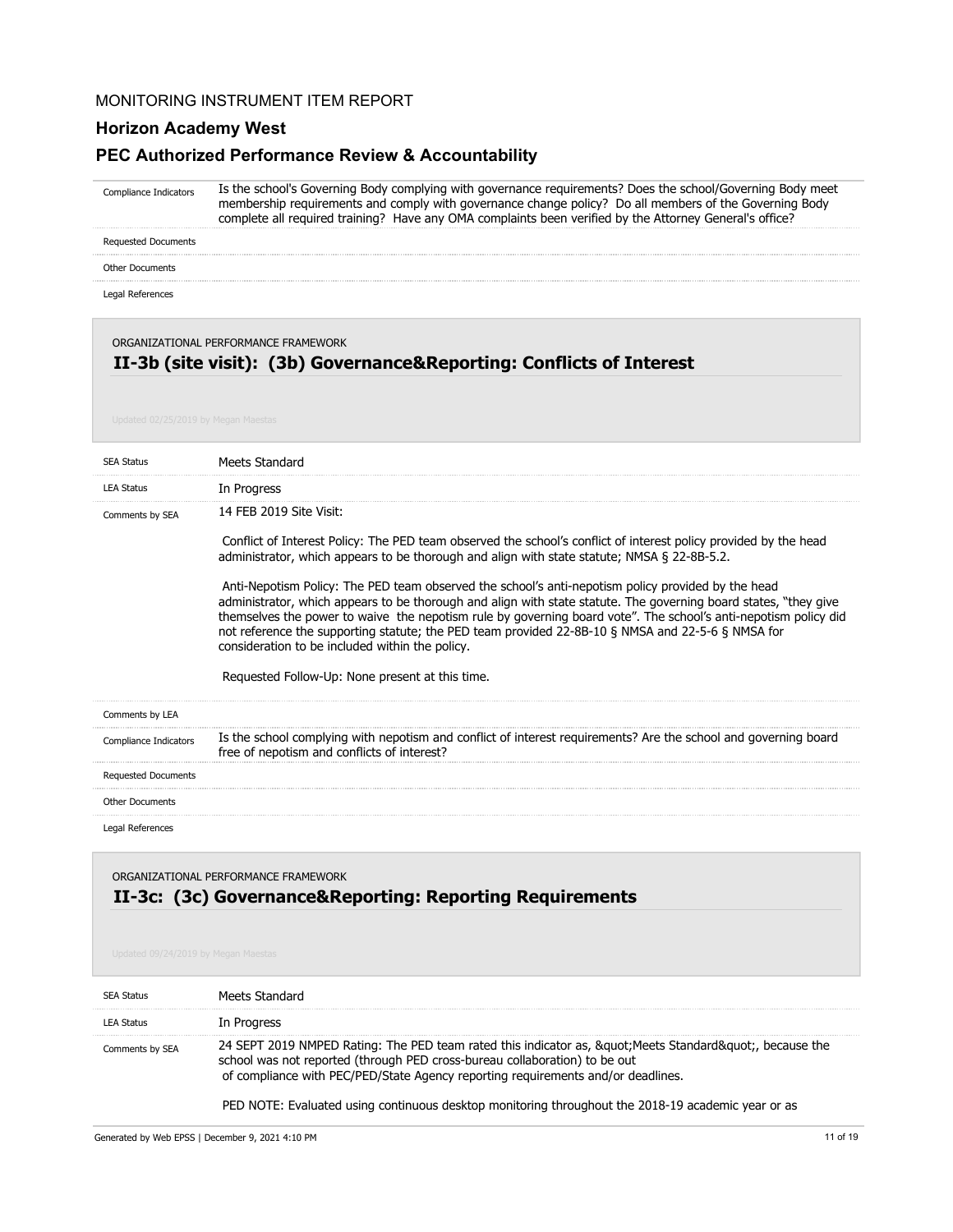MONITORING INSTRUMENT ITEM REPORT

**Horizon Academy West**

**PEC Authorized Performance Review & Accountability**

| | |
|---|---|
| Compliance Indicators | Is the school's Governing Body complying with governance requirements? Does the school/Governing Body meet membership requirements and comply with governance change policy? Do all members of the Governing Body complete all required training? Have any OMA complaints been verified by the Attorney General's office? |
| Requested Documents | |
| Other Documents | |
| Legal References | |

ORGANIZATIONAL PERFORMANCE FRAMEWORK

## II-3b (site visit): (3b) Governance&Reporting: Conflicts of Interest

Updated 02/25/2019 by Megan Maestas

| | |
|---|---|
| SEA Status | Meets Standard |
| LEA Status | In Progress |
| Comments by SEA | 14 FEB 2019 Site Visit:<br><br>Conflict of Interest Policy: The PED team observed the school's conflict of interest policy provided by the head administrator, which appears to be thorough and align with state statute; NMSA § 22-8B-5.2.<br><br>Anti-Nepotism Policy: The PED team observed the school's anti-nepotism policy provided by the head administrator, which appears to be thorough and align with state statute. The governing board states, "they give themselves the power to waive the nepotism rule by governing board vote". The school's anti-nepotism policy did not reference the supporting statute; the PED team provided 22-8B-10 § NMSA and 22-5-6 § NMSA for consideration to be included within the policy.<br><br>Requested Follow-Up: None present at this time. |
| Comments by LEA | |
| Compliance Indicators | Is the school complying with nepotism and conflict of interest requirements? Are the school and governing board free of nepotism and conflicts of interest? |
| Requested Documents | |
| Other Documents | |
| Legal References | |

ORGANIZATIONAL PERFORMANCE FRAMEWORK

## II-3c: (3c) Governance&Reporting: Reporting Requirements

Updated 09/24/2019 by Megan Maestas

| | |
|---|---|
| SEA Status | Meets Standard |
| LEA Status | In Progress |
| Comments by SEA | 24 SEPT 2019 NMPED Rating: The PED team rated this indicator as, &quot;Meets Standard&quot;, because the school was not reported (through PED cross-bureau collaboration) to be out of compliance with PEC/PED/State Agency reporting requirements and/or deadlines.<br><br>PED NOTE: Evaluated using continuous desktop monitoring throughout the 2018-19 academic year or as |

Generated by Web EPSS | December 9, 2021 4:10 PM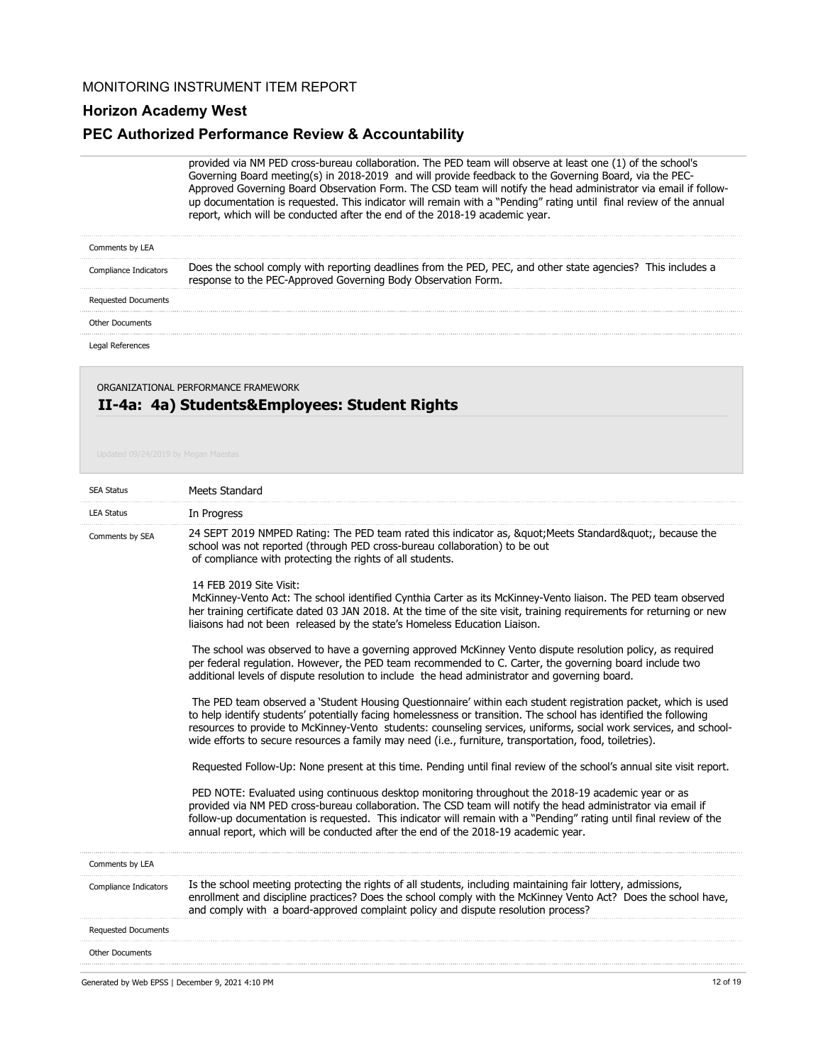provided via NM PED cross-bureau collaboration. The PED team will observe at least one (1) of the school's Governing Board meeting(s) in 2018-2019 and will provide feedback to the Governing Board, via the PEC-Approved Governing Board Observation Form. The CSD team will notify the head administrator via email if follow-up documentation is requested. This indicator will remain with a "Pending" rating until final review of the annual report, which will be conducted after the end of the 2018-19 academic year.

| | |
|---|---|
| Comments by LEA | |
| Compliance Indicators | Does the school comply with reporting deadlines from the PED, PEC, and other state agencies? This includes a response to the PEC-Approved Governing Body Observation Form. |
| Requested Documents | |
| Other Documents | |
| Legal References | |

ORGANIZATIONAL PERFORMANCE FRAMEWORK

## II-4a: 4a) Students&Employees: Student Rights

Updated 09/24/2019 by Megan Maestas

**SEA Status:** Meets Standard

**LEA Status:** In Progress

**Comments by SEA:**

24 SEPT 2019 NMPED Rating: The PED team rated this indicator as, &quot;Meets Standard&quot;, because the school was not reported (through PED cross-bureau collaboration) to be out of compliance with protecting the rights of all students.

14 FEB 2019 Site Visit:
McKinney-Vento Act: The school identified Cynthia Carter as its McKinney-Vento liaison. The PED team observed her training certificate dated 03 JAN 2018. At the time of the site visit, training requirements for returning or new liaisons had not been released by the state's Homeless Education Liaison.

The school was observed to have a governing approved McKinney Vento dispute resolution policy, as required per federal regulation. However, the PED team recommended to C. Carter, the governing board include two additional levels of dispute resolution to include the head administrator and governing board.

The PED team observed a 'Student Housing Questionnaire' within each student registration packet, which is used to help identify students' potentially facing homelessness or transition. The school has identified the following resources to provide to McKinney-Vento students: counseling services, uniforms, social work services, and school-wide efforts to secure resources a family may need (i.e., furniture, transportation, food, toiletries).

Requested Follow-Up: None present at this time. Pending until final review of the school's annual site visit report.

PED NOTE: Evaluated using continuous desktop monitoring throughout the 2018-19 academic year or as provided via NM PED cross-bureau collaboration. The CSD team will notify the head administrator via email if follow-up documentation is requested. This indicator will remain with a "Pending" rating until final review of the annual report, which will be conducted after the end of the 2018-19 academic year.

| | |
|---|---|
| Comments by LEA | |
| Compliance Indicators | Is the school meeting protecting the rights of all students, including maintaining fair lottery, admissions, enrollment and discipline practices? Does the school comply with the McKinney Vento Act? Does the school have, and comply with a board-approved complaint policy and dispute resolution process? |
| Requested Documents | |
| Other Documents | |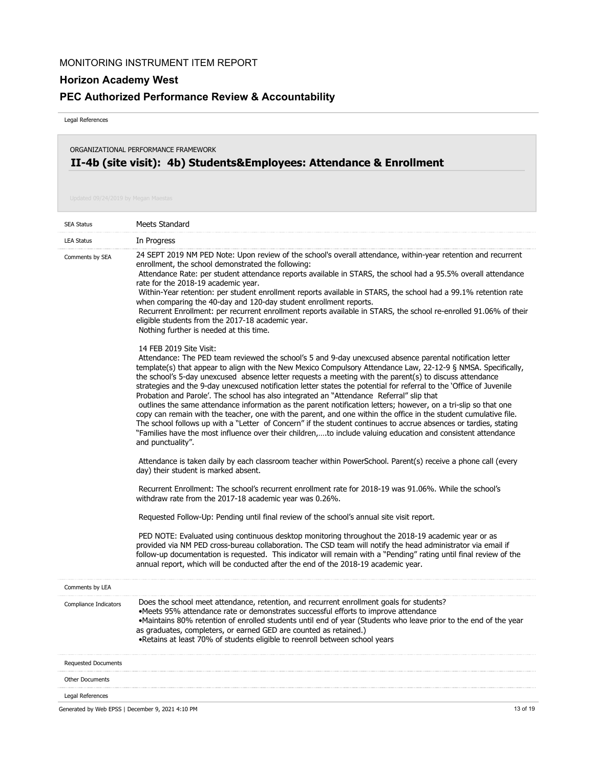MONITORING INSTRUMENT ITEM REPORT

## Horizon Academy West

## PEC Authorized Performance Review & Accountability

Legal References

ORGANIZATIONAL PERFORMANCE FRAMEWORK

### II-4b (site visit): 4b) Students&Employees: Attendance & Enrollment

Updated 09/24/2019 by Megan Maestas

| | |
|---|---|
| SEA Status | Meets Standard |
| LEA Status | In Progress |

**Comments by SEA**

24 SEPT 2019 NM PED Note: Upon review of the school's overall attendance, within-year retention and recurrent enrollment, the school demonstrated the following:

Attendance Rate: per student attendance reports available in STARS, the school had a 95.5% overall attendance rate for the 2018-19 academic year.

Within-Year retention: per student enrollment reports available in STARS, the school had a 99.1% retention rate when comparing the 40-day and 120-day student enrollment reports.

Recurrent Enrollment: per recurrent enrollment reports available in STARS, the school re-enrolled 91.06% of their eligible students from the 2017-18 academic year.

Nothing further is needed at this time.

14 FEB 2019 Site Visit:

Attendance: The PED team reviewed the school's 5 and 9-day unexcused absence parental notification letter template(s) that appear to align with the New Mexico Compulsory Attendance Law, 22-12-9 § NMSA. Specifically, the school's 5-day unexcused absence letter requests a meeting with the parent(s) to discuss attendance strategies and the 9-day unexcused notification letter states the potential for referral to the 'Office of Juvenile Probation and Parole'. The school has also integrated an "Attendance Referral" slip that outlines the same attendance information as the parent notification letters; however, on a tri-slip so that one copy can remain with the teacher, one with the parent, and one within the office in the student cumulative file. The school follows up with a "Letter of Concern" if the student continues to accrue absences or tardies, stating "Families have the most influence over their children,….to include valuing education and consistent attendance and punctuality".

Attendance is taken daily by each classroom teacher within PowerSchool. Parent(s) receive a phone call (every day) their student is marked absent.

Recurrent Enrollment: The school's recurrent enrollment rate for 2018-19 was 91.06%. While the school's withdraw rate from the 2017-18 academic year was 0.26%.

Requested Follow-Up: Pending until final review of the school's annual site visit report.

PED NOTE: Evaluated using continuous desktop monitoring throughout the 2018-19 academic year or as provided via NM PED cross-bureau collaboration. The CSD team will notify the head administrator via email if follow-up documentation is requested. This indicator will remain with a "Pending" rating until final review of the annual report, which will be conducted after the end of the 2018-19 academic year.

**Comments by LEA**

**Compliance Indicators**

Does the school meet attendance, retention, and recurrent enrollment goals for students?

- Meets 95% attendance rate or demonstrates successful efforts to improve attendance
- Maintains 80% retention of enrolled students until end of year (Students who leave prior to the end of the year as graduates, completers, or earned GED are counted as retained.)
- Retains at least 70% of students eligible to reenroll between school years

**Requested Documents**

**Other Documents**

**Legal References**

Generated by Web EPSS | December 9, 2021 4:10 PM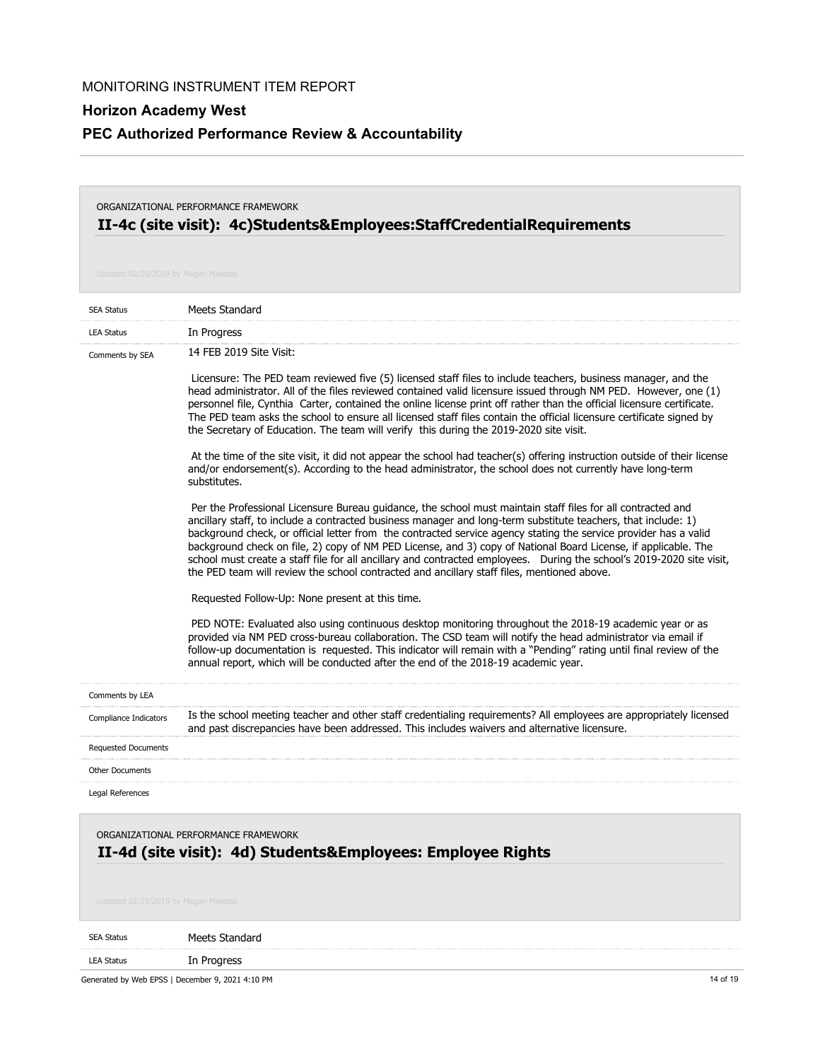MONITORING INSTRUMENT ITEM REPORT

**Horizon Academy West**

**PEC Authorized Performance Review & Accountability**

ORGANIZATIONAL PERFORMANCE FRAMEWORK

## II-4c (site visit): 4c)Students&Employees:StaffCredentialRequirements

Updated 02/25/2019 by Megan Maestas

| | |
|---|---|
| SEA Status | Meets Standard |
| LEA Status | In Progress |
| Comments by SEA | 14 FEB 2019 Site Visit:<br><br>Licensure: The PED team reviewed five (5) licensed staff files to include teachers, business manager, and the head administrator. All of the files reviewed contained valid licensure issued through NM PED. However, one (1) personnel file, Cynthia Carter, contained the online license print off rather than the official licensure certificate. The PED team asks the school to ensure all licensed staff files contain the official licensure certificate signed by the Secretary of Education. The team will verify this during the 2019-2020 site visit.<br><br>At the time of the site visit, it did not appear the school had teacher(s) offering instruction outside of their license and/or endorsement(s). According to the head administrator, the school does not currently have long-term substitutes.<br><br>Per the Professional Licensure Bureau guidance, the school must maintain staff files for all contracted and ancillary staff, to include a contracted business manager and long-term substitute teachers, that include: 1) background check, or official letter from the contracted service agency stating the service provider has a valid background check on file, 2) copy of NM PED License, and 3) copy of National Board License, if applicable. The school must create a staff file for all ancillary and contracted employees. During the school's 2019-2020 site visit, the PED team will review the school contracted and ancillary staff files, mentioned above.<br><br>Requested Follow-Up: None present at this time.<br><br>PED NOTE: Evaluated also using continuous desktop monitoring throughout the 2018-19 academic year or as provided via NM PED cross-bureau collaboration. The CSD team will notify the head administrator via email if follow-up documentation is requested. This indicator will remain with a "Pending" rating until final review of the annual report, which will be conducted after the end of the 2018-19 academic year. |
| Comments by LEA | |
| Compliance Indicators | Is the school meeting teacher and other staff credentialing requirements? All employees are appropriately licensed and past discrepancies have been addressed. This includes waivers and alternative licensure. |
| Requested Documents | |
| Other Documents | |
| Legal References | |

ORGANIZATIONAL PERFORMANCE FRAMEWORK

## II-4d (site visit): 4d) Students&Employees: Employee Rights

Updated 02/25/2019 by Megan Maestas

| | |
|---|---|
| SEA Status | Meets Standard |
| LEA Status | In Progress |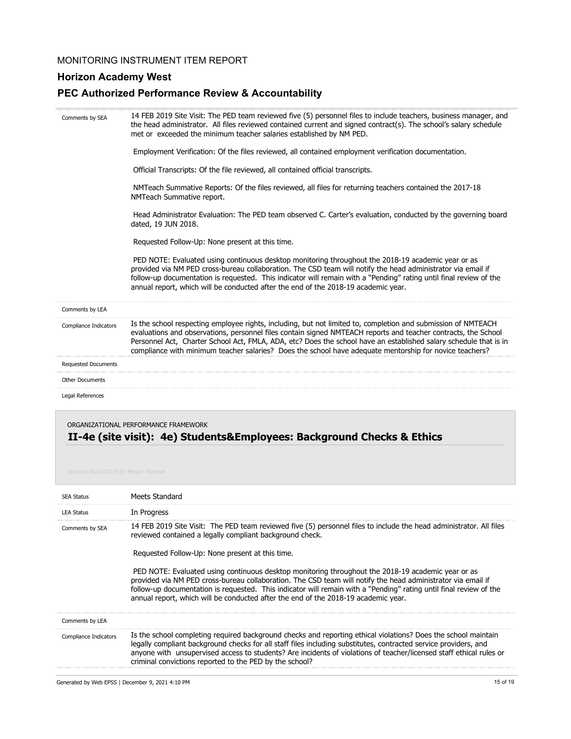MONITORING INSTRUMENT ITEM REPORT

## Horizon Academy West

## PEC Authorized Performance Review & Accountability

| | |
|---|---|
| Comments by SEA | 14 FEB 2019 Site Visit: The PED team reviewed five (5) personnel files to include teachers, business manager, and the head administrator. All files reviewed contained current and signed contract(s). The school's salary schedule met or exceeded the minimum teacher salaries established by NM PED.<br><br>Employment Verification: Of the files reviewed, all contained employment verification documentation.<br><br>Official Transcripts: Of the file reviewed, all contained official transcripts.<br><br>NMTeach Summative Reports: Of the files reviewed, all files for returning teachers contained the 2017-18 NMTeach Summative report.<br><br>Head Administrator Evaluation: The PED team observed C. Carter's evaluation, conducted by the governing board dated, 19 JUN 2018.<br><br>Requested Follow-Up: None present at this time.<br><br>PED NOTE: Evaluated using continuous desktop monitoring throughout the 2018-19 academic year or as provided via NM PED cross-bureau collaboration. The CSD team will notify the head administrator via email if follow-up documentation is requested. This indicator will remain with a "Pending" rating until final review of the annual report, which will be conducted after the end of the 2018-19 academic year. |
| Comments by LEA | |
| Compliance Indicators | Is the school respecting employee rights, including, but not limited to, completion and submission of NMTEACH evaluations and observations, personnel files contain signed NMTEACH reports and teacher contracts, the School Personnel Act, Charter School Act, FMLA, ADA, etc? Does the school have an established salary schedule that is in compliance with minimum teacher salaries? Does the school have adequate mentorship for novice teachers? |
| Requested Documents | |
| Other Documents | |
| Legal References | |

ORGANIZATIONAL PERFORMANCE FRAMEWORK

### II-4e (site visit): 4e) Students&Employees: Background Checks & Ethics

Updated 02/25/2019 by Megan Maestas

| | |
|---|---|
| SEA Status | Meets Standard |
| LEA Status | In Progress |
| Comments by SEA | 14 FEB 2019 Site Visit: The PED team reviewed five (5) personnel files to include the head administrator. All files reviewed contained a legally compliant background check.<br><br>Requested Follow-Up: None present at this time.<br><br>PED NOTE: Evaluated using continuous desktop monitoring throughout the 2018-19 academic year or as provided via NM PED cross-bureau collaboration. The CSD team will notify the head administrator via email if follow-up documentation is requested. This indicator will remain with a "Pending" rating until final review of the annual report, which will be conducted after the end of the 2018-19 academic year. |
| Comments by LEA | |
| Compliance Indicators | Is the school completing required background checks and reporting ethical violations? Does the school maintain legally compliant background checks for all staff files including substitutes, contracted service providers, and anyone with unsupervised access to students? Are incidents of violations of teacher/licensed staff ethical rules or criminal convictions reported to the PED by the school? |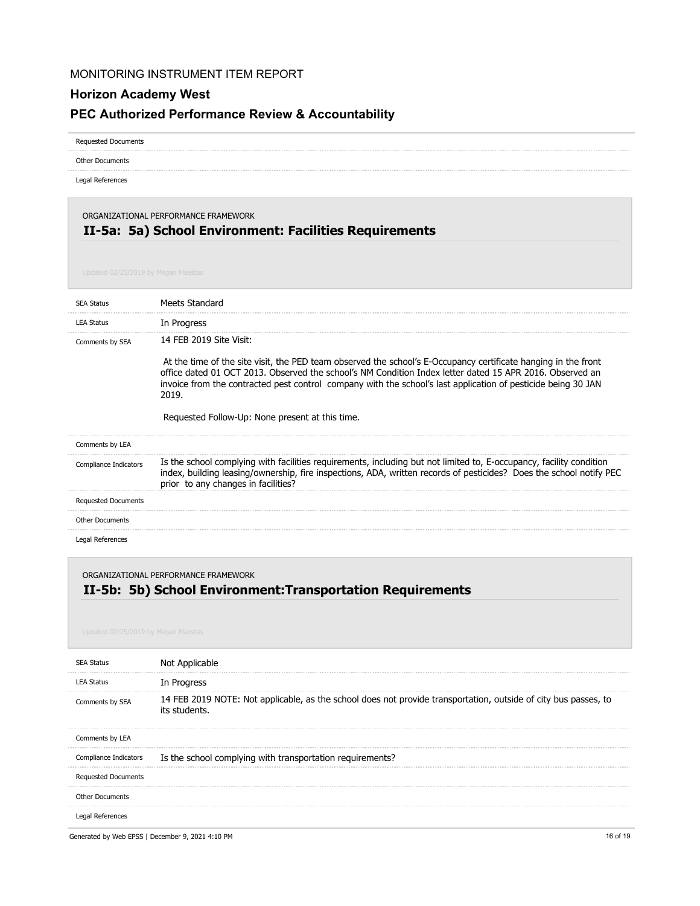MONITORING INSTRUMENT ITEM REPORT

**Horizon Academy West**

**PEC Authorized Performance Review & Accountability**

| | |
|---|---|
| Requested Documents | |
| Other Documents | |
| Legal References | |

ORGANIZATIONAL PERFORMANCE FRAMEWORK

## II-5a: 5a) School Environment: Facilities Requirements

Updated 02/25/2019 by Megan Maestas

| | |
|---|---|
| SEA Status | Meets Standard |
| LEA Status | In Progress |
| Comments by SEA | 14 FEB 2019 Site Visit:<br><br>At the time of the site visit, the PED team observed the school's E-Occupancy certificate hanging in the front office dated 01 OCT 2013. Observed the school's NM Condition Index letter dated 15 APR 2016. Observed an invoice from the contracted pest control company with the school's last application of pesticide being 30 JAN 2019.<br><br>Requested Follow-Up: None present at this time. |
| Comments by LEA | |
| Compliance Indicators | Is the school complying with facilities requirements, including but not limited to, E-occupancy, facility condition index, building leasing/ownership, fire inspections, ADA, written records of pesticides? Does the school notify PEC prior to any changes in facilities? |
| Requested Documents | |
| Other Documents | |
| Legal References | |

ORGANIZATIONAL PERFORMANCE FRAMEWORK

## II-5b: 5b) School Environment:Transportation Requirements

Updated 02/25/2019 by Megan Maestas

| | |
|---|---|
| SEA Status | Not Applicable |
| LEA Status | In Progress |
| Comments by SEA | 14 FEB 2019 NOTE: Not applicable, as the school does not provide transportation, outside of city bus passes, to its students. |
| Comments by LEA | |
| Compliance Indicators | Is the school complying with transportation requirements? |
| Requested Documents | |
| Other Documents | |
| Legal References | |

Generated by Web EPSS | December 9, 2021 4:10 PM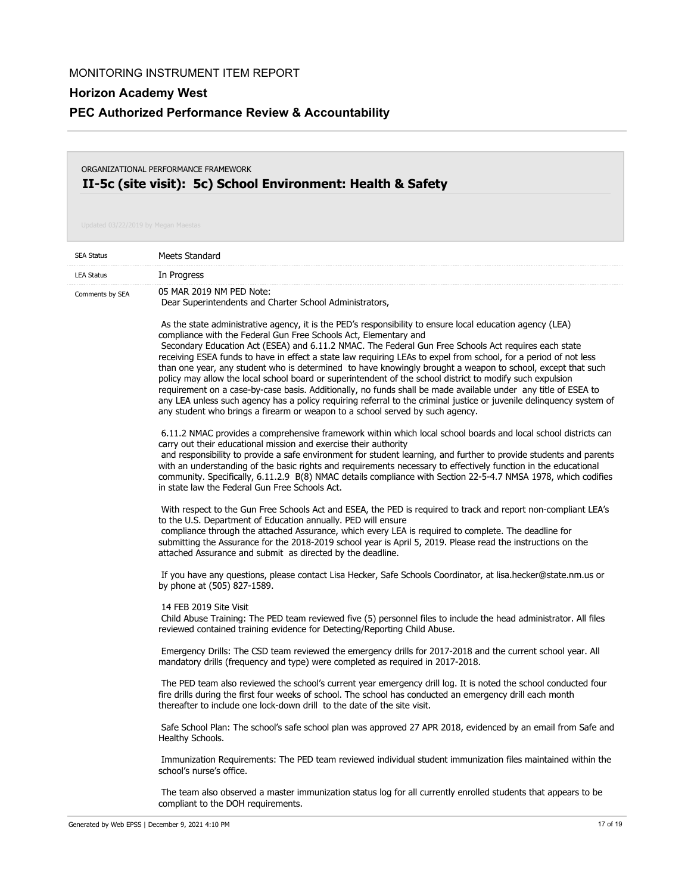MONITORING INSTRUMENT ITEM REPORT

**Horizon Academy West**

**PEC Authorized Performance Review & Accountability**

ORGANIZATIONAL PERFORMANCE FRAMEWORK

## II-5c (site visit): 5c) School Environment: Health & Safety

Updated 03/22/2019 by Megan Maestas

| | |
|---|---|
| SEA Status | Meets Standard |
| LEA Status | In Progress |

Comments by SEA

05 MAR 2019 NM PED Note:
Dear Superintendents and Charter School Administrators,

As the state administrative agency, it is the PED's responsibility to ensure local education agency (LEA) compliance with the Federal Gun Free Schools Act, Elementary and
Secondary Education Act (ESEA) and 6.11.2 NMAC. The Federal Gun Free Schools Act requires each state receiving ESEA funds to have in effect a state law requiring LEAs to expel from school, for a period of not less than one year, any student who is determined to have knowingly brought a weapon to school, except that such policy may allow the local school board or superintendent of the school district to modify such expulsion requirement on a case-by-case basis. Additionally, no funds shall be made available under any title of ESEA to any LEA unless such agency has a policy requiring referral to the criminal justice or juvenile delinquency system of any student who brings a firearm or weapon to a school served by such agency.

6.11.2 NMAC provides a comprehensive framework within which local school boards and local school districts can carry out their educational mission and exercise their authority
and responsibility to provide a safe environment for student learning, and further to provide students and parents with an understanding of the basic rights and requirements necessary to effectively function in the educational community. Specifically, 6.11.2.9 B(8) NMAC details compliance with Section 22-5-4.7 NMSA 1978, which codifies in state law the Federal Gun Free Schools Act.

With respect to the Gun Free Schools Act and ESEA, the PED is required to track and report non-compliant LEA's to the U.S. Department of Education annually. PED will ensure
compliance through the attached Assurance, which every LEA is required to complete. The deadline for submitting the Assurance for the 2018-2019 school year is April 5, 2019. Please read the instructions on the attached Assurance and submit as directed by the deadline.

If you have any questions, please contact Lisa Hecker, Safe Schools Coordinator, at lisa.hecker@state.nm.us or by phone at (505) 827-1589.

14 FEB 2019 Site Visit
Child Abuse Training: The PED team reviewed five (5) personnel files to include the head administrator. All files reviewed contained training evidence for Detecting/Reporting Child Abuse.

Emergency Drills: The CSD team reviewed the emergency drills for 2017-2018 and the current school year. All mandatory drills (frequency and type) were completed as required in 2017-2018.

The PED team also reviewed the school's current year emergency drill log. It is noted the school conducted four fire drills during the first four weeks of school. The school has conducted an emergency drill each month thereafter to include one lock-down drill to the date of the site visit.

Safe School Plan: The school's safe school plan was approved 27 APR 2018, evidenced by an email from Safe and Healthy Schools.

Immunization Requirements: The PED team reviewed individual student immunization files maintained within the school's nurse's office.

The team also observed a master immunization status log for all currently enrolled students that appears to be compliant to the DOH requirements.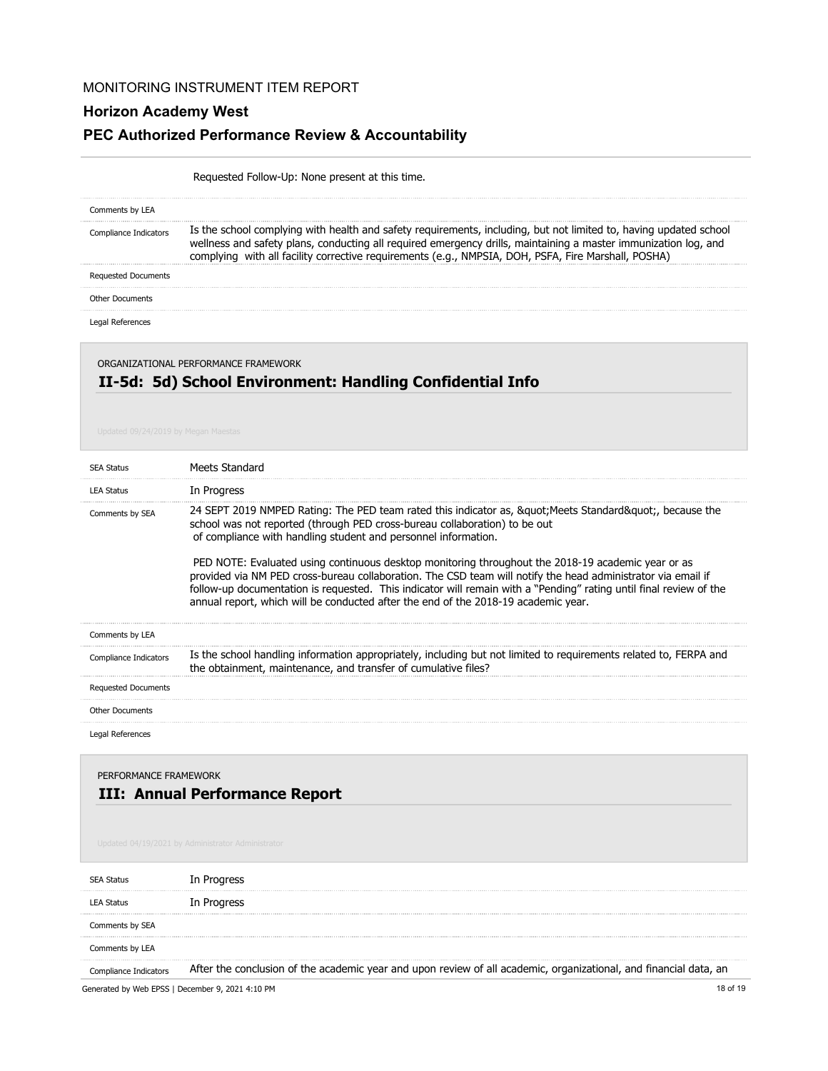| | |
|---|---|
| | Requested Follow-Up: None present at this time. |
| Comments by LEA | |
| Compliance Indicators | Is the school complying with health and safety requirements, including, but not limited to, having updated school wellness and safety plans, conducting all required emergency drills, maintaining a master immunization log, and complying with all facility corrective requirements (e.g., NMPSIA, DOH, PSFA, Fire Marshall, POSHA) |
| Requested Documents | |
| Other Documents | |
| Legal References | |

ORGANIZATIONAL PERFORMANCE FRAMEWORK

## II-5d: 5d) School Environment: Handling Confidential Info

Updated 09/24/2019 by Megan Maestas

| | |
|---|---|
| SEA Status | Meets Standard |
| LEA Status | In Progress |
| Comments by SEA | 24 SEPT 2019 NMPED Rating: The PED team rated this indicator as, &quot;Meets Standard&quot;, because the school was not reported (through PED cross-bureau collaboration) to be out of compliance with handling student and personnel information.<br><br>PED NOTE: Evaluated using continuous desktop monitoring throughout the 2018-19 academic year or as provided via NM PED cross-bureau collaboration. The CSD team will notify the head administrator via email if follow-up documentation is requested. This indicator will remain with a "Pending" rating until final review of the annual report, which will be conducted after the end of the 2018-19 academic year. |
| Comments by LEA | |
| Compliance Indicators | Is the school handling information appropriately, including but not limited to requirements related to, FERPA and the obtainment, maintenance, and transfer of cumulative files? |
| Requested Documents | |
| Other Documents | |
| Legal References | |

PERFORMANCE FRAMEWORK

## III: Annual Performance Report

Updated 04/19/2021 by Administrator Administrator

| | |
|---|---|
| SEA Status | In Progress |
| LEA Status | In Progress |
| Comments by SEA | |
| Comments by LEA | |
| Compliance Indicators | After the conclusion of the academic year and upon review of all academic, organizational, and financial data, an |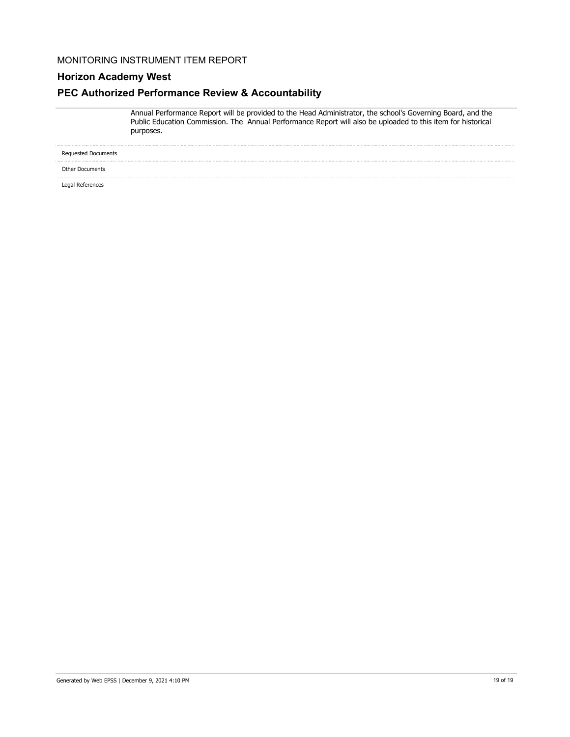MONITORING INSTRUMENT ITEM REPORT

## Horizon Academy West

## PEC Authorized Performance Review & Accountability

| | |
|---|---|
| | Annual Performance Report will be provided to the Head Administrator, the school's Governing Board, and the Public Education Commission. The Annual Performance Report will also be uploaded to this item for historical purposes. |
| Requested Documents | |
| Other Documents | |
| Legal References | |